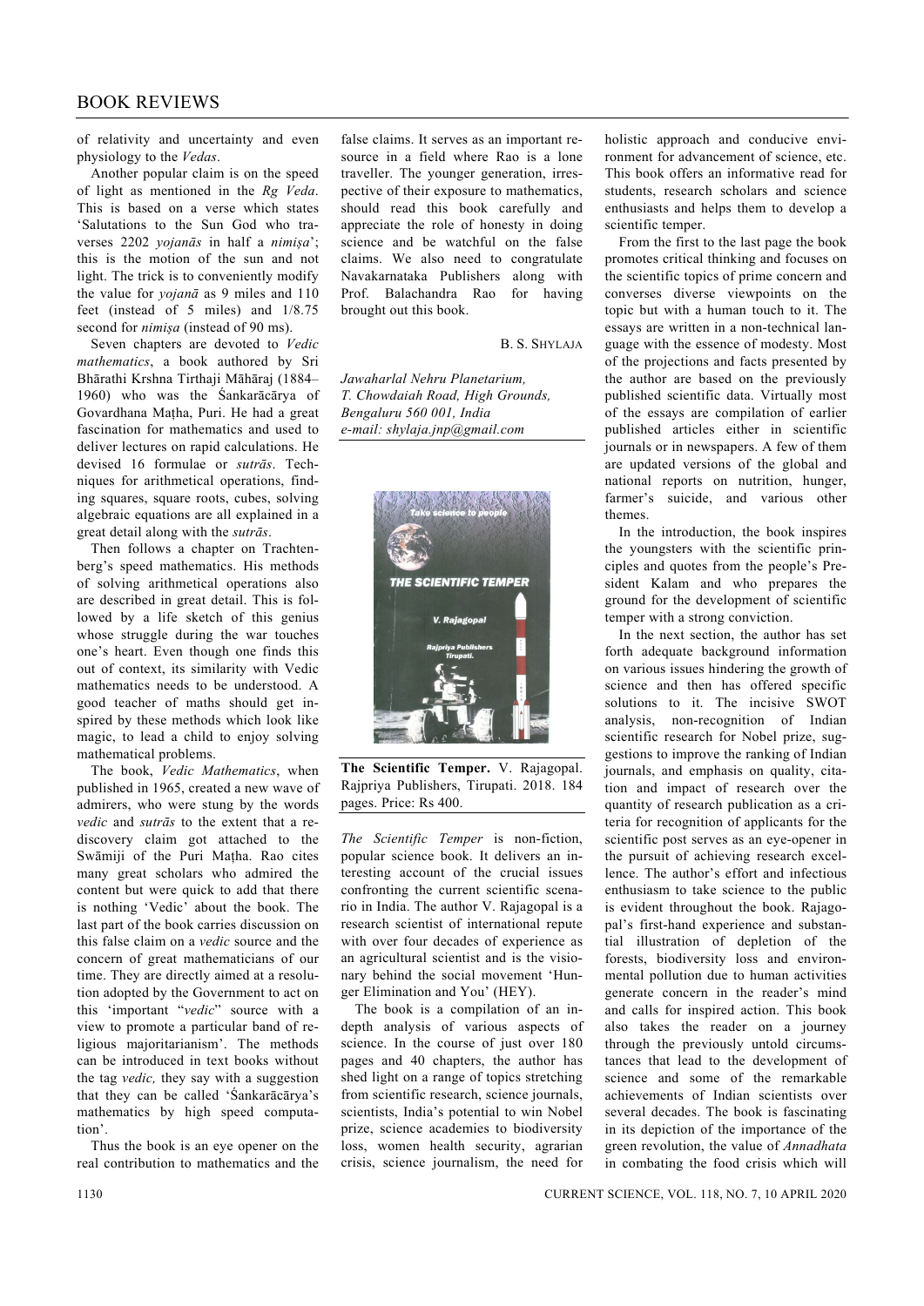of relativity and uncertainty and even physiology to the *Vedas*.

Another popular claim is on the speed of light as mentioned in the *Rg Veda*. This is based on a verse which states 'Salutations to the Sun God who traverses 2202 *yojanās* in half a *nimiṣa*'; this is the motion of the sun and not light. The trick is to conveniently modify the value for *yojanā* as 9 miles and 110 feet (instead of 5 miles) and 1/8.75 second for *nimiṣa* (instead of 90 ms).

Seven chapters are devoted to *Vedic mathematics*, a book authored by Sri Bhārathi Krshna Tirthaji Māhāraj (1884–1960) who was the Śankarācārya of Govardhana Maṭha, Puri. He had a great fascination for mathematics and used to deliver lectures on rapid calculations. He devised 16 formulae or *sutrās*. Techniques for arithmetical operations, finding squares, square roots, cubes, solving algebraic equations are all explained in a great detail along with the *sutrās*.

Then follows a chapter on Trachtenberg's speed mathematics. His methods of solving arithmetical operations also are described in great detail. This is followed by a life sketch of this genius whose struggle during the war touches one's heart. Even though one finds this out of context, its similarity with Vedic mathematics needs to be understood. A good teacher of maths should get inspired by these methods which look like magic, to lead a child to enjoy solving mathematical problems.

The book, *Vedic Mathematics*, when published in 1965, created a new wave of admirers, who were stung by the words *vedic* and *sutrās* to the extent that a rediscovery claim got attached to the Swāmiji of the Puri Maṭha. Rao cites many great scholars who admired the content but were quick to add that there is nothing 'Vedic' about the book. The last part of the book carries discussion on this false claim on a *vedic* source and the concern of great mathematicians of our time. They are directly aimed at a resolution adopted by the Government to act on this 'important "*vedic*" source with a view to promote a particular band of religious majoritarianism'. The methods can be introduced in text books without the tag *vedic,* they say with a suggestion that they can be called 'Śankarācārya's mathematics by high speed computation'.

Thus the book is an eye opener on the real contribution to mathematics and the false claims. It serves as an important resource in a field where Rao is a lone traveller. The younger generation, irrespective of their exposure to mathematics, should read this book carefully and appreciate the role of honesty in doing science and be watchful on the false claims. We also need to congratulate Navakarnataka Publishers along with Prof. Balachandra Rao for having brought out this book.

B. S. SHYLAJA

*Jawaharlal Nehru Planetarium,*
*T. Chowdaiah Road, High Grounds,*
*Bengaluru 560 001, India*
*e-mail: shylaja.jnp@gmail.com*

---

**The Scientific Temper.** V. Rajagopal. Rajpriya Publishers, Tirupati. 2018. 184 pages. Price: Rs 400.

*The Scientific Temper* is non-fiction, popular science book. It delivers an interesting account of the crucial issues confronting the current scientific scenario in India. The author V. Rajagopal is a research scientist of international repute with over four decades of experience as an agricultural scientist and is the visionary behind the social movement 'Hunger Elimination and You' (HEY).

The book is a compilation of an in-depth analysis of various aspects of science. In the course of just over 180 pages and 40 chapters, the author has shed light on a range of topics stretching from scientific research, science journals, scientists, India's potential to win Nobel prize, science academies to biodiversity loss, women health security, agrarian crisis, science journalism, the need for holistic approach and conducive environment for advancement of science, etc. This book offers an informative read for students, research scholars and science enthusiasts and helps them to develop a scientific temper.

From the first to the last page the book promotes critical thinking and focuses on the scientific topics of prime concern and converses diverse viewpoints on the topic but with a human touch to it. The essays are written in a non-technical language with the essence of modesty. Most of the projections and facts presented by the author are based on the previously published scientific data. Virtually most of the essays are compilation of earlier published articles either in scientific journals or in newspapers. A few of them are updated versions of the global and national reports on nutrition, hunger, farmer's suicide, and various other themes.

In the introduction, the book inspires the youngsters with the scientific principles and quotes from the people's President Kalam and who prepares the ground for the development of scientific temper with a strong conviction.

In the next section, the author has set forth adequate background information on various issues hindering the growth of science and then has offered specific solutions to it. The incisive SWOT analysis, non-recognition of Indian scientific research for Nobel prize, suggestions to improve the ranking of Indian journals, and emphasis on quality, citation and impact of research over the quantity of research publication as a criteria for recognition of applicants for the scientific post serves as an eye-opener in the pursuit of achieving research excellence. The author's effort and infectious enthusiasm to take science to the public is evident throughout the book. Rajagopal's first-hand experience and substantial illustration of depletion of the forests, biodiversity loss and environmental pollution due to human activities generate concern in the reader's mind and calls for inspired action. This book also takes the reader on a journey through the previously untold circumstances that lead to the development of science and some of the remarkable achievements of Indian scientists over several decades. The book is fascinating in its depiction of the importance of the green revolution, the value of *Annadhata* in combating the food crisis which will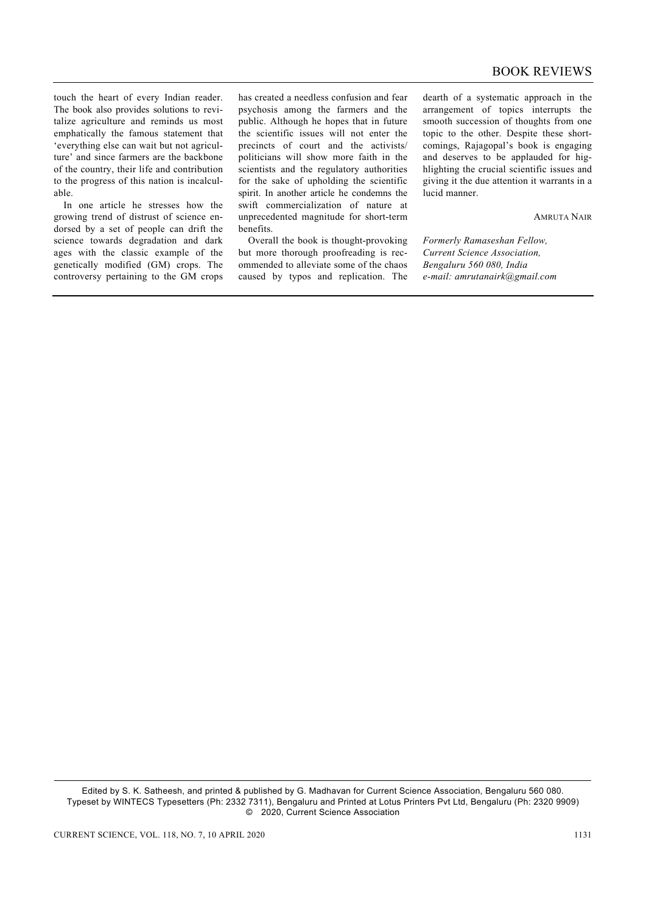touch the heart of every Indian reader. The book also provides solutions to revitalize agriculture and reminds us most emphatically the famous statement that 'everything else can wait but not agriculture' and since farmers are the backbone of the country, their life and contribution to the progress of this nation is incalculable.

In one article he stresses how the growing trend of distrust of science endorsed by a set of people can drift the science towards degradation and dark ages with the classic example of the genetically modified (GM) crops. The controversy pertaining to the GM crops has created a needless confusion and fear psychosis among the farmers and the public. Although he hopes that in future the scientific issues will not enter the precincts of court and the activists/politicians will show more faith in the scientists and the regulatory authorities for the sake of upholding the scientific spirit. In another article he condemns the swift commercialization of nature at unprecedented magnitude for short-term benefits.

Overall the book is thought-provoking but more thorough proofreading is recommended to alleviate some of the chaos caused by typos and replication. The dearth of a systematic approach in the arrangement of topics interrupts the smooth succession of thoughts from one topic to the other. Despite these shortcomings, Rajagopal's book is engaging and deserves to be applauded for highlighting the crucial scientific issues and giving it the due attention it warrants in a lucid manner.

AMRUTA NAIR

*Formerly Ramaseshan Fellow,*
*Current Science Association,*
*Bengaluru 560 080, India*
*e-mail: amrutanairk@gmail.com*

Edited by S. K. Satheesh, and printed & published by G. Madhavan for Current Science Association, Bengaluru 560 080.
Typeset by WINTECS Typesetters (Ph: 2332 7311), Bengaluru and Printed at Lotus Printers Pvt Ltd, Bengaluru (Ph: 2320 9909)
© 2020, Current Science Association